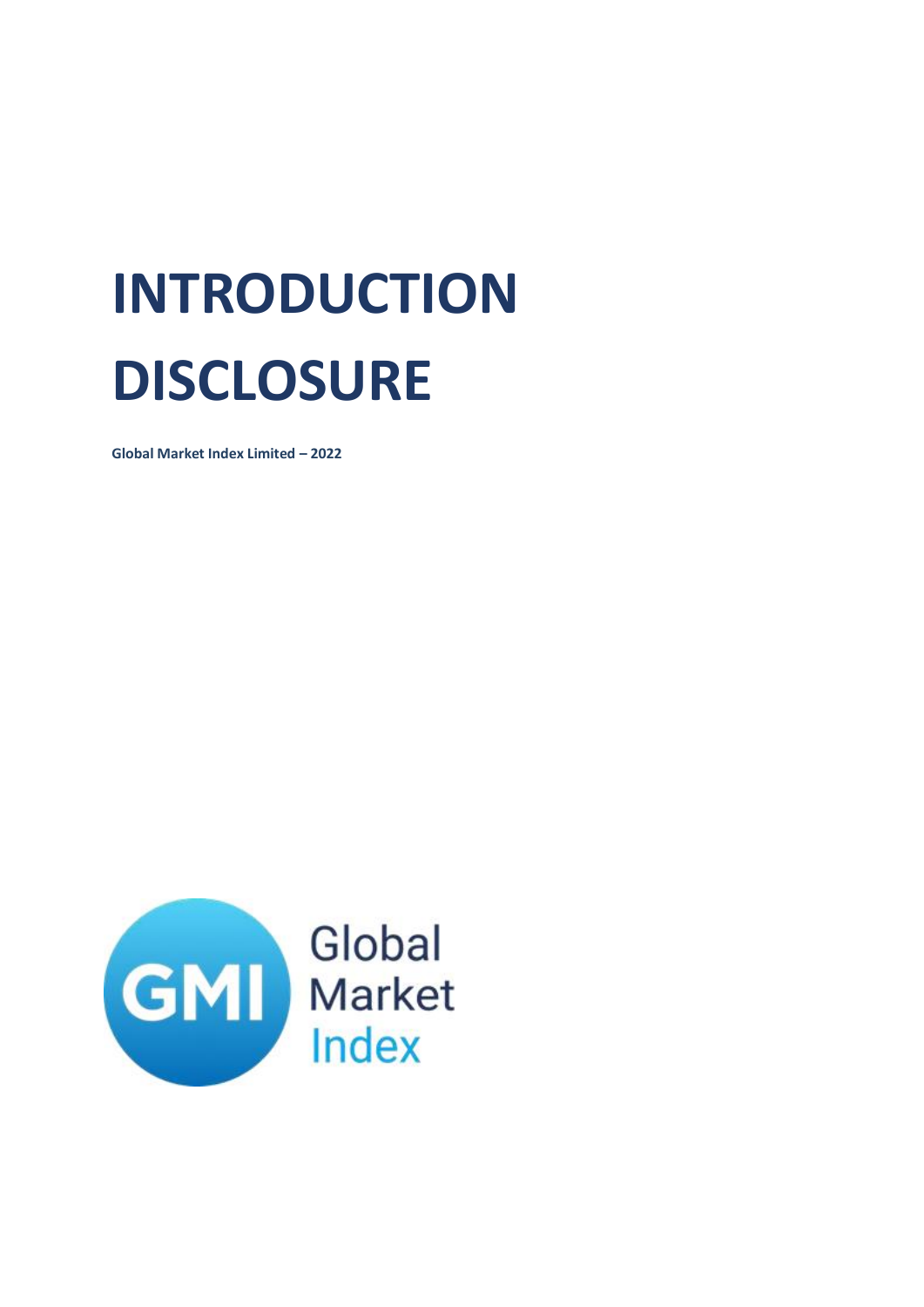# INTRODUCTION DISCLOSURE

**Global Market Index Limited – 2022**

Global Market Index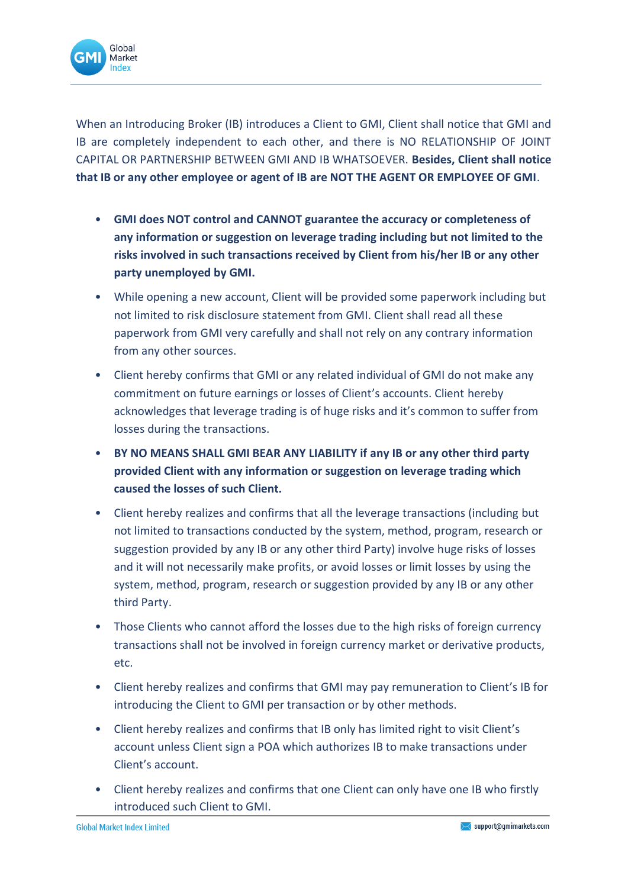When an Introducing Broker (IB) introduces a Client to GMI, Client shall notice that GMI and IB are completely independent to each other, and there is NO RELATIONSHIP OF JOINT CAPITAL OR PARTNERSHIP BETWEEN GMI AND IB WHATSOEVER. **Besides, Client shall notice that IB or any other employee or agent of IB are NOT THE AGENT OR EMPLOYEE OF GMI**.

- **GMI does NOT control and CANNOT guarantee the accuracy or completeness of any information or suggestion on leverage trading including but not limited to the risks involved in such transactions received by Client from his/her IB or any other party unemployed by GMI.**
- While opening a new account, Client will be provided some paperwork including but not limited to risk disclosure statement from GMI. Client shall read all these paperwork from GMI very carefully and shall not rely on any contrary information from any other sources.
- Client hereby confirms that GMI or any related individual of GMI do not make any commitment on future earnings or losses of Client's accounts. Client hereby acknowledges that leverage trading is of huge risks and it's common to suffer from losses during the transactions.
- **BY NO MEANS SHALL GMI BEAR ANY LIABILITY if any IB or any other third party provided Client with any information or suggestion on leverage trading which caused the losses of such Client.**
- Client hereby realizes and confirms that all the leverage transactions (including but not limited to transactions conducted by the system, method, program, research or suggestion provided by any IB or any other third Party) involve huge risks of losses and it will not necessarily make profits, or avoid losses or limit losses by using the system, method, program, research or suggestion provided by any IB or any other third Party.
- Those Clients who cannot afford the losses due to the high risks of foreign currency transactions shall not be involved in foreign currency market or derivative products, etc.
- Client hereby realizes and confirms that GMI may pay remuneration to Client's IB for introducing the Client to GMI per transaction or by other methods.
- Client hereby realizes and confirms that IB only has limited right to visit Client's account unless Client sign a POA which authorizes IB to make transactions under Client's account.
- Client hereby realizes and confirms that one Client can only have one IB who firstly introduced such Client to GMI.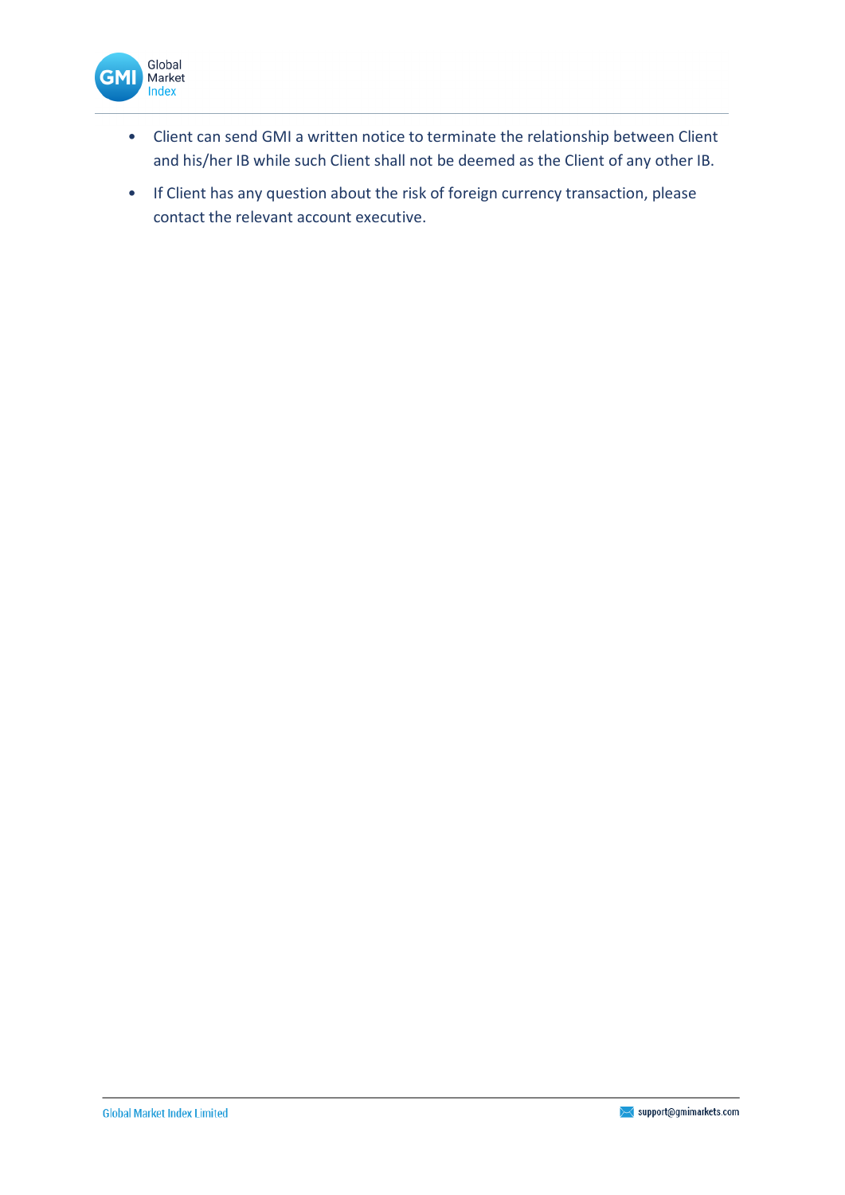- Client can send GMI a written notice to terminate the relationship between Client and his/her IB while such Client shall not be deemed as the Client of any other IB.
- If Client has any question about the risk of foreign currency transaction, please contact the relevant account executive.